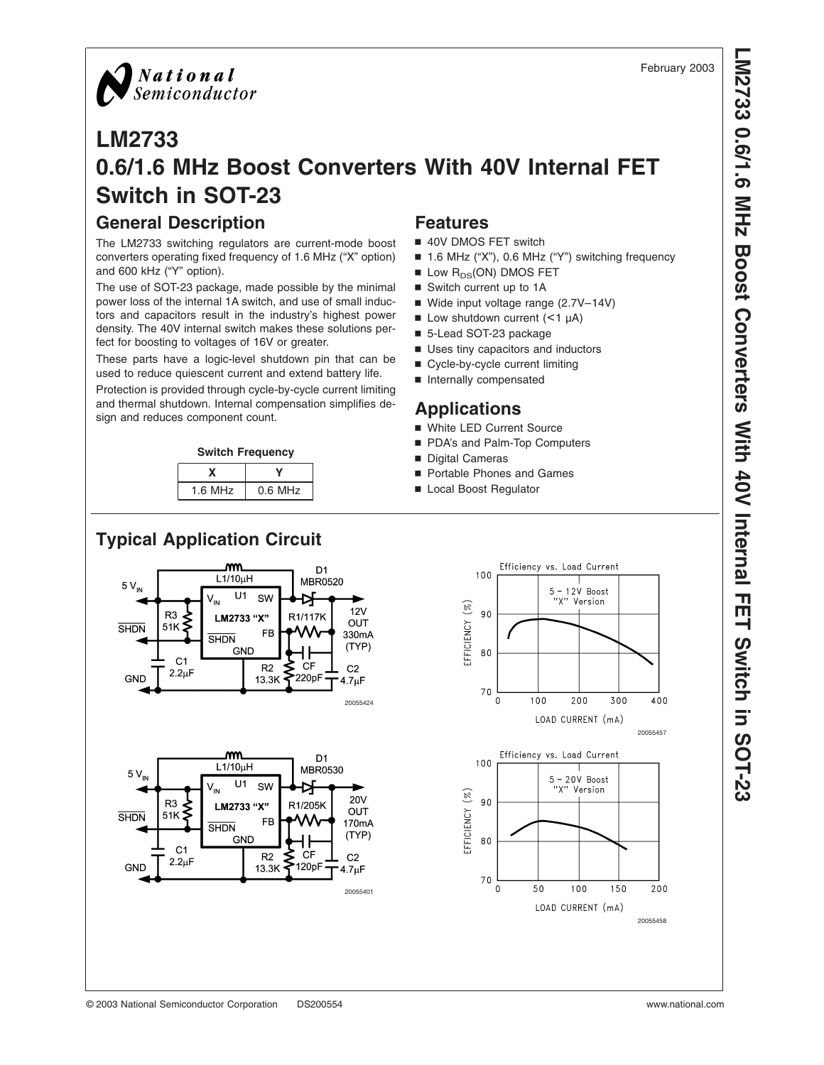February 2003

# LM2733
# 0.6/1.6 MHz Boost Converters With 40V Internal FET Switch in SOT-23

## General Description

The LM2733 switching regulators are current-mode boost converters operating fixed frequency of 1.6 MHz ("X" option) and 600 kHz ("Y" option).

The use of SOT-23 package, made possible by the minimal power loss of the internal 1A switch, and use of small inductors and capacitors result in the industry's highest power density. The 40V internal switch makes these solutions perfect for boosting to voltages of 16V or greater.

These parts have a logic-level shutdown pin that can be used to reduce quiescent current and extend battery life.

Protection is provided through cycle-by-cycle current limiting and thermal shutdown. Internal compensation simplifies design and reduces component count.

**Switch Frequency**

| X | Y |
|---|---|
| 1.6 MHz | 0.6 MHz |

## Features

- 40V DMOS FET switch
- 1.6 MHz ("X"), 0.6 MHz ("Y") switching frequency
- Low $R_{DS}$(ON) DMOS FET
- Switch current up to 1A
- Wide input voltage range (2.7V–14V)
- Low shutdown current (<1 µA)
- 5-Lead SOT-23 package
- Uses tiny capacitors and inductors
- Cycle-by-cycle current limiting
- Internally compensated

## Applications

- White LED Current Source
- PDA's and Palm-Top Computers
- Digital Cameras
- Portable Phones and Games
- Local Boost Regulator

## Typical Application Circuit

20055424

20055457

20055401

20055458

© 2003 National Semiconductor Corporation DS200554 www.national.com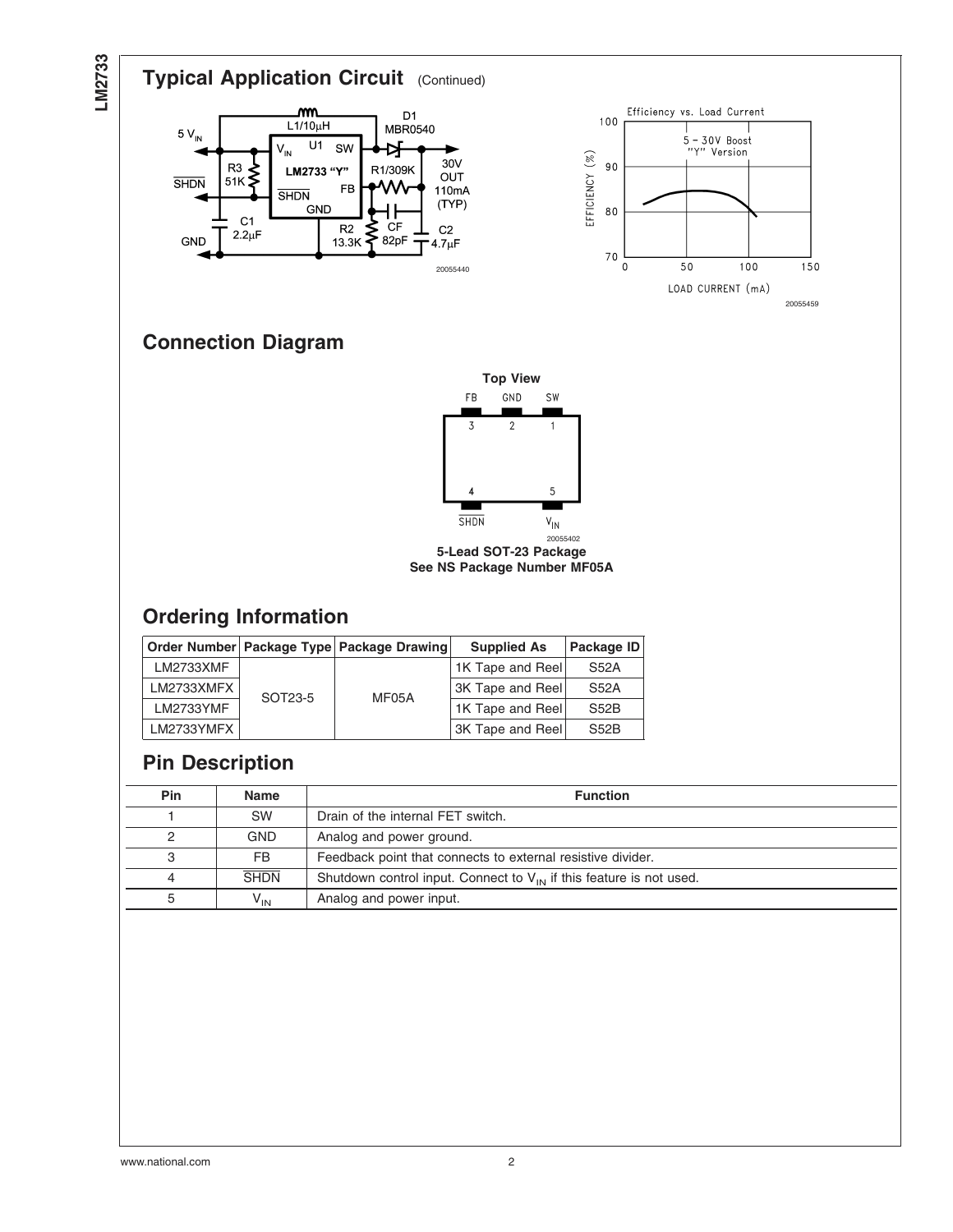## Typical Application Circuit (Continued)

20055440

20055459

## Connection Diagram

**Top View**

20055402

**5-Lead SOT-23 Package**
**See NS Package Number MF05A**

## Ordering Information

| Order Number | Package Type | Package Drawing | Supplied As | Package ID |
|---|---|---|---|---|
| LM2733XMF | SOT23-5 | MF05A | 1K Tape and Reel | S52A |
| LM2733XMFX | | | 3K Tape and Reel | S52A |
| LM2733YMF | | | 1K Tape and Reel | S52B |
| LM2733YMFX | | | 3K Tape and Reel | S52B |

## Pin Description

| Pin | Name | Function |
|---|---|---|
| 1 | SW | Drain of the internal FET switch. |
| 2 | GND | Analog and power ground. |
| 3 | FB | Feedback point that connects to external resistive divider. |
| 4 | $\overline{SHDN}$ | Shutdown control input. Connect to $V_{IN}$ if this feature is not used. |
| 5 | $V_{IN}$ | Analog and power input. |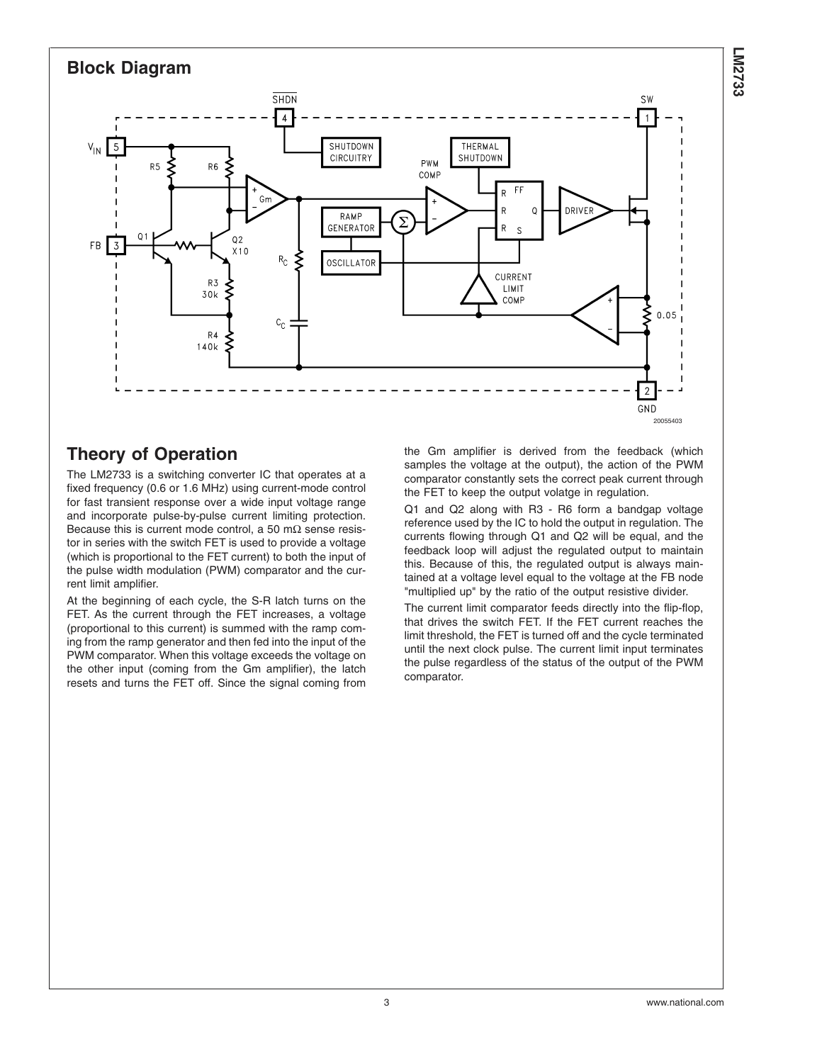## Block Diagram

## Theory of Operation

The LM2733 is a switching converter IC that operates at a fixed frequency (0.6 or 1.6 MHz) using current-mode control for fast transient response over a wide input voltage range and incorporate pulse-by-pulse current limiting protection. Because this is current mode control, a 50 mΩ sense resistor in series with the switch FET is used to provide a voltage (which is proportional to the FET current) to both the input of the pulse width modulation (PWM) comparator and the current limit amplifier.

At the beginning of each cycle, the S-R latch turns on the FET. As the current through the FET increases, a voltage (proportional to this current) is summed with the ramp coming from the ramp generator and then fed into the input of the PWM comparator. When this voltage exceeds the voltage on the other input (coming from the Gm amplifier), the latch resets and turns the FET off. Since the signal coming from the Gm amplifier is derived from the feedback (which samples the voltage at the output), the action of the PWM comparator constantly sets the correct peak current through the FET to keep the output volatge in regulation.

Q1 and Q2 along with R3 - R6 form a bandgap voltage reference used by the IC to hold the output in regulation. The currents flowing through Q1 and Q2 will be equal, and the feedback loop will adjust the regulated output to maintain this. Because of this, the regulated output is always maintained at a voltage level equal to the voltage at the FB node "multiplied up" by the ratio of the output resistive divider.

The current limit comparator feeds directly into the flip-flop, that drives the switch FET. If the FET current reaches the limit threshold, the FET is turned off and the cycle terminated until the next clock pulse. The current limit input terminates the pulse regardless of the status of the output of the PWM comparator.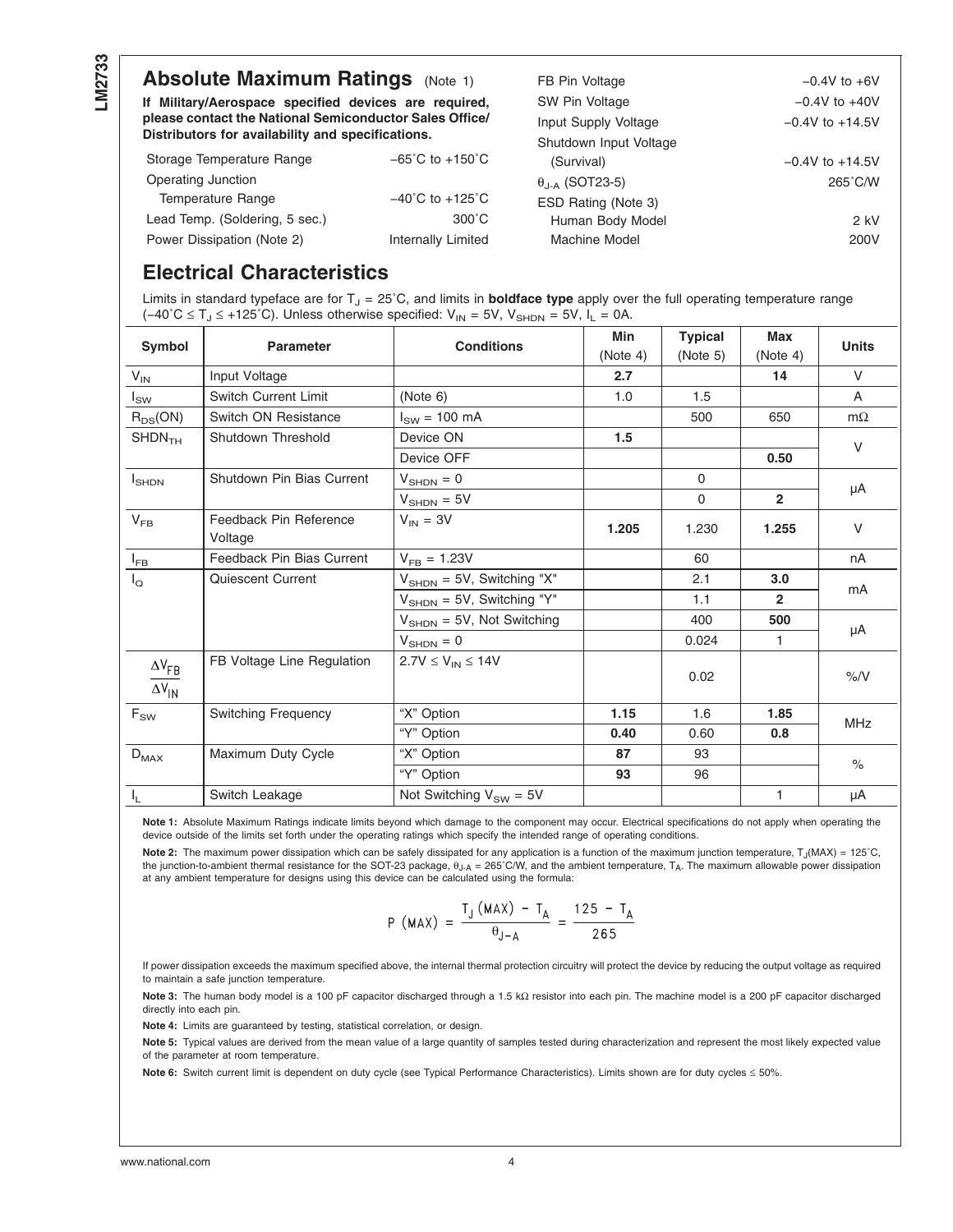## Absolute Maximum Ratings (Note 1)

**If Military/Aerospace specified devices are required, please contact the National Semiconductor Sales Office/ Distributors for availability and specifications.**

| | |
|---|---|
| Storage Temperature Range | −65˚C to +150˚C |
| Operating Junction Temperature Range | −40˚C to +125˚C |
| Lead Temp. (Soldering, 5 sec.) | 300˚C |
| Power Dissipation (Note 2) | Internally Limited |
| FB Pin Voltage | −0.4V to +6V |
| SW Pin Voltage | −0.4V to +40V |
| Input Supply Voltage | −0.4V to +14.5V |
| Shutdown Input Voltage (Survival) | −0.4V to +14.5V |
| $\theta_{J-A}$ (SOT23-5) | 265˚C/W |
| ESD Rating (Note 3) | |
| Human Body Model | 2 kV |
| Machine Model | 200V |

## Electrical Characteristics

Limits in standard typeface are for $T_J$ = 25˚C, and limits in **boldface type** apply over the full operating temperature range (−40˚C ≤ $T_J$ ≤ +125˚C). Unless otherwise specified: $V_{IN}$ = 5V, $V_{SHDN}$ = 5V, $I_L$ = 0A.

| Symbol | Parameter | Conditions | Min (Note 4) | Typical (Note 5) | Max (Note 4) | Units |
|---|---|---|---|---|---|---|
| $V_{IN}$ | Input Voltage | | **2.7** | | **14** | V |
| $I_{SW}$ | Switch Current Limit | (Note 6) | 1.0 | 1.5 | | A |
| $R_{DS}(ON)$ | Switch ON Resistance | $I_{SW}$ = 100 mA | | 500 | 650 | mΩ |
| $SHDN_{TH}$ | Shutdown Threshold | Device ON | **1.5** | | | V |
| | | Device OFF | | | **0.50** | |
| $I_{SHDN}$ | Shutdown Pin Bias Current | $V_{SHDN}$ = 0 | | 0 | | µA |
| | | $V_{SHDN}$ = 5V | | 0 | **2** | |
| $V_{FB}$ | Feedback Pin Reference Voltage | $V_{IN}$ = 3V | **1.205** | 1.230 | **1.255** | V |
| $I_{FB}$ | Feedback Pin Bias Current | $V_{FB}$ = 1.23V | | 60 | | nA |
| $I_Q$ | Quiescent Current | $V_{SHDN}$ = 5V, Switching "X" | | 2.1 | **3.0** | mA |
| | | $V_{SHDN}$ = 5V, Switching "Y" | | 1.1 | **2** | |
| | | $V_{SHDN}$ = 5V, Not Switching | | 400 | **500** | µA |
| | | $V_{SHDN}$ = 0 | | 0.024 | 1 | |
| $\frac{\Delta V_{FB}}{\Delta V_{IN}}$ | FB Voltage Line Regulation | 2.7V ≤ $V_{IN}$ ≤ 14V | | 0.02 | | %/V |
| $F_{SW}$ | Switching Frequency | "X" Option | **1.15** | 1.6 | **1.85** | MHz |
| | | "Y" Option | **0.40** | 0.60 | **0.8** | |
| $D_{MAX}$ | Maximum Duty Cycle | "X" Option | **87** | 93 | | % |
| | | "Y" Option | **93** | 96 | | |
| $I_L$ | Switch Leakage | Not Switching $V_{SW}$ = 5V | | | 1 | µA |

**Note 1:** Absolute Maximum Ratings indicate limits beyond which damage to the component may occur. Electrical specifications do not apply when operating the device outside of the limits set forth under the operating ratings which specify the intended range of operating conditions.

**Note 2:** The maximum power dissipation which can be safely dissipated for any application is a function of the maximum junction temperature, $T_J(MAX)$ = 125˚C, the junction-to-ambient thermal resistance for the SOT-23 package, $\theta_{J-A}$ = 265˚C/W, and the ambient temperature, $T_A$. The maximum allowable power dissipation at any ambient temperature for designs using this device can be calculated using the formula:

$$P\ (MAX) = \frac{T_J\ (MAX) - T_A}{\theta_{J-A}} = \frac{125 - T_A}{265}$$

If power dissipation exceeds the maximum specified above, the internal thermal protection circuitry will protect the device by reducing the output voltage as required to maintain a safe junction temperature.

**Note 3:** The human body model is a 100 pF capacitor discharged through a 1.5 kΩ resistor into each pin. The machine model is a 200 pF capacitor discharged directly into each pin.

**Note 4:** Limits are guaranteed by testing, statistical correlation, or design.

**Note 5:** Typical values are derived from the mean value of a large quantity of samples tested during characterization and represent the most likely expected value of the parameter at room temperature.

**Note 6:** Switch current limit is dependent on duty cycle (see Typical Performance Characteristics). Limits shown are for duty cycles ≤ 50%.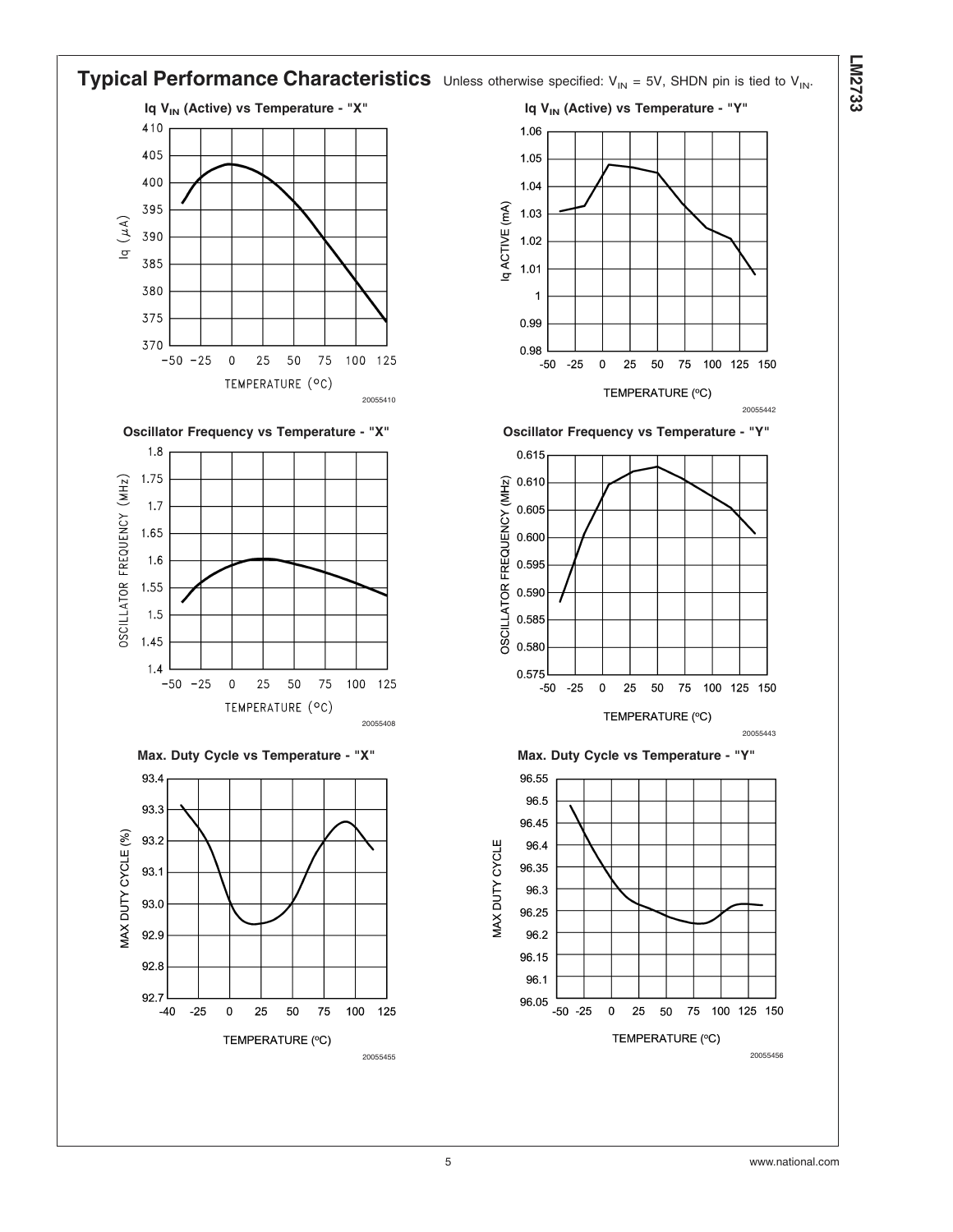## Typical Performance Characteristics

Unless otherwise specified: $V_{IN}$ = 5V, SHDN pin is tied to $V_{IN}$.

**Iq $V_{IN}$ (Active) vs Temperature - "X"**

20055410

**Iq $V_{IN}$ (Active) vs Temperature - "Y"**

20055442

**Oscillator Frequency vs Temperature - "X"**

20055408

**Oscillator Frequency vs Temperature - "Y"**

20055443

**Max. Duty Cycle vs Temperature - "X"**

20055455

**Max. Duty Cycle vs Temperature - "Y"**

20055456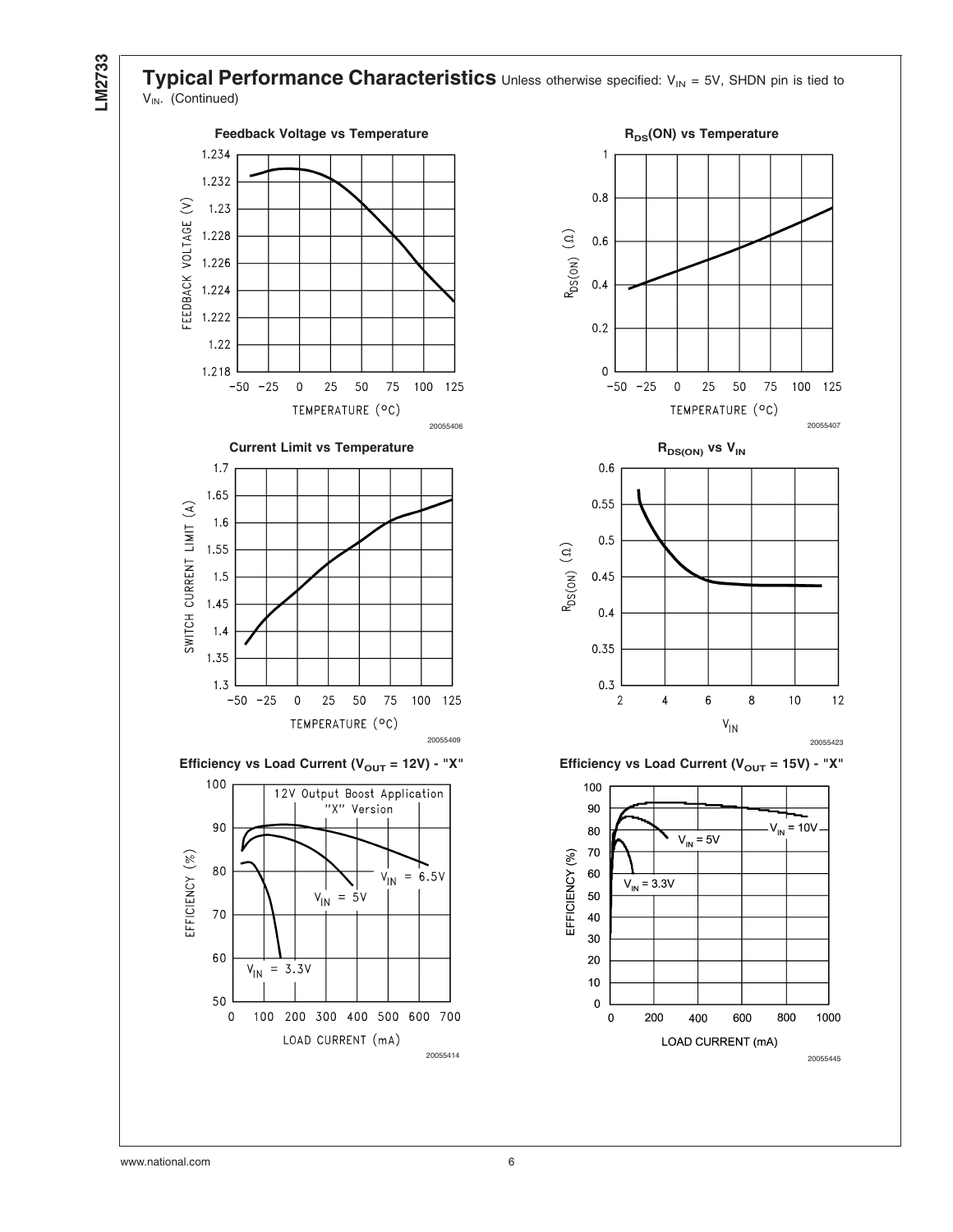## Typical Performance Characteristics

Unless otherwise specified: $V_{IN}$ = 5V, SHDN pin is tied to $V_{IN}$. (Continued)

**Feedback Voltage vs Temperature**

20055406

**$R_{DS}$(ON) vs Temperature**

20055407

**Current Limit vs Temperature**

20055409

**$R_{DS(ON)}$ vs $V_{IN}$**

20055423

**Efficiency vs Load Current ($V_{OUT}$ = 12V) - "X"**

20055414

**Efficiency vs Load Current ($V_{OUT}$ = 15V) - "X"**

20055445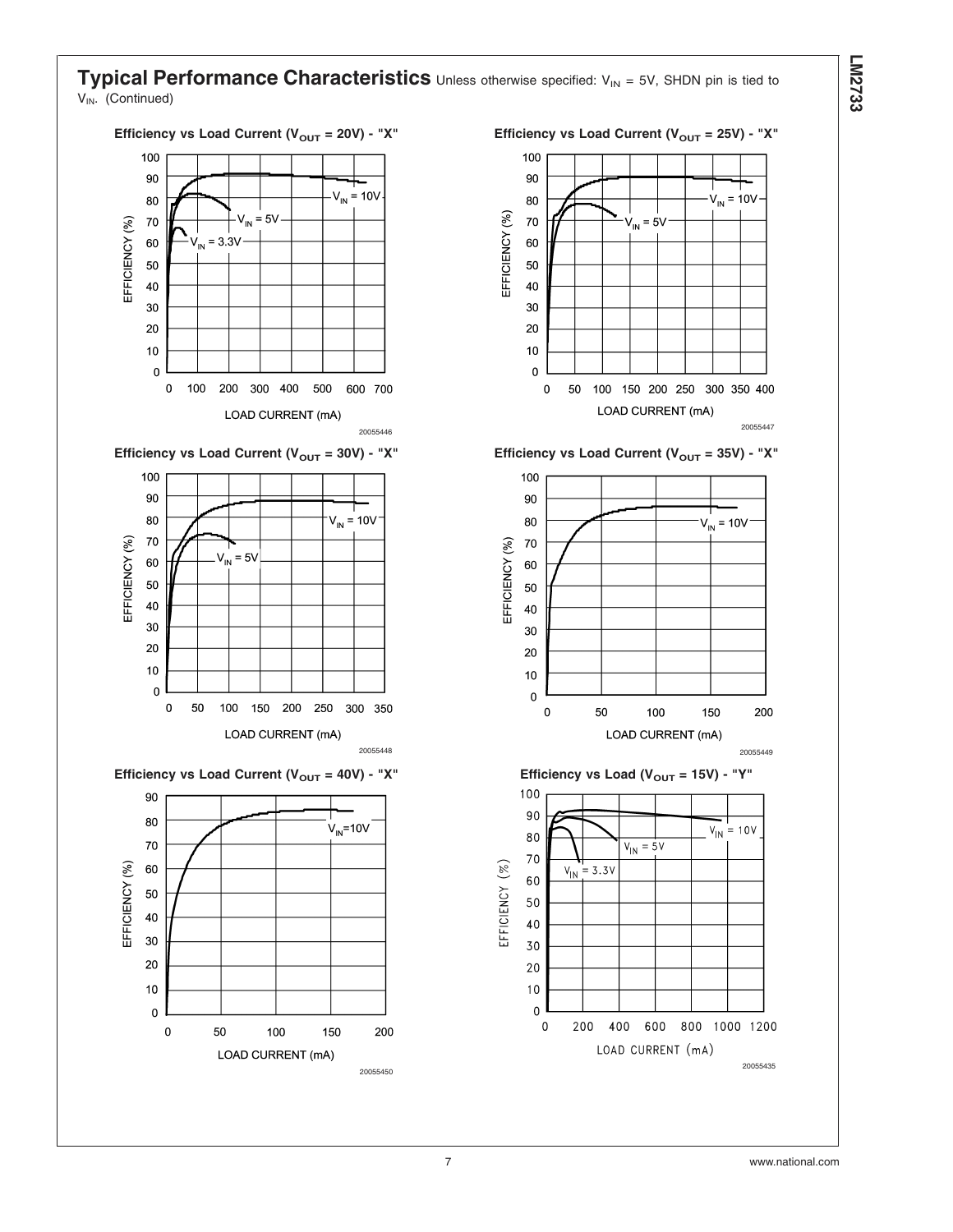## Typical Performance Characteristics Unless otherwise specified: $V_{IN}$ = 5V, SHDN pin is tied to $V_{IN}$. (Continued)

**Efficiency vs Load Current ($V_{OUT}$ = 20V) - "X"**

20055446

**Efficiency vs Load Current ($V_{OUT}$ = 25V) - "X"**

20055447

**Efficiency vs Load Current ($V_{OUT}$ = 30V) - "X"**

20055448

**Efficiency vs Load Current ($V_{OUT}$ = 35V) - "X"**

20055449

**Efficiency vs Load Current ($V_{OUT}$ = 40V) - "X"**

20055450

**Efficiency vs Load ($V_{OUT}$ = 15V) - "Y"**

20055435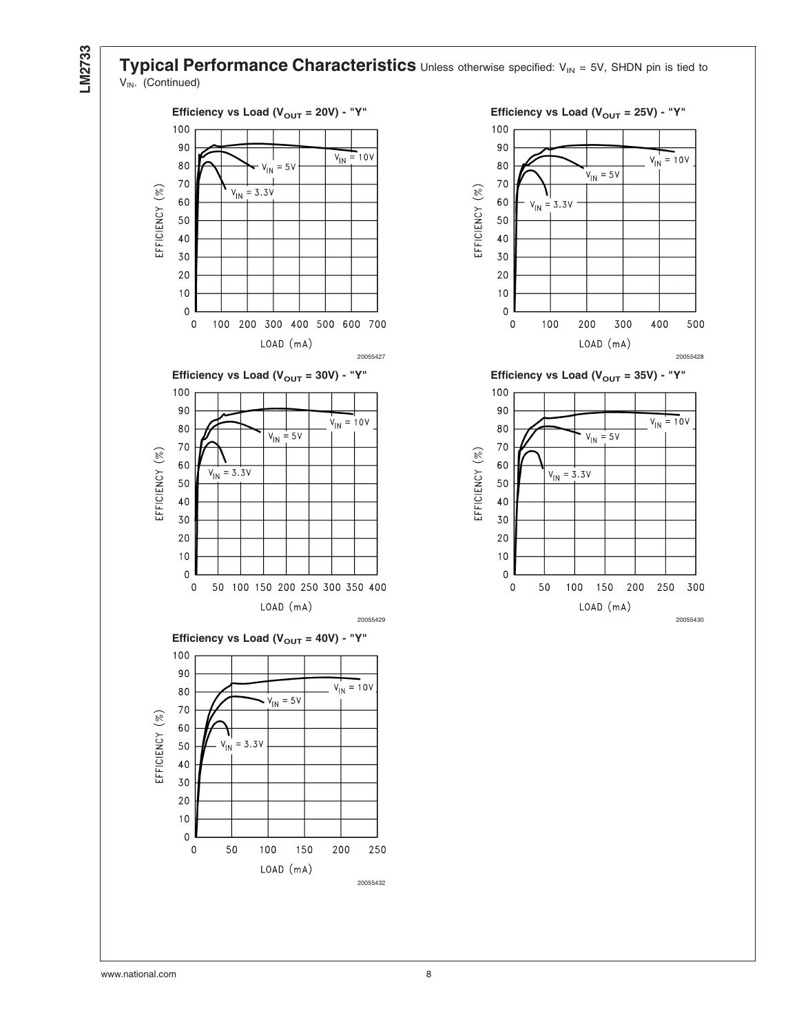## Typical Performance Characteristics

Unless otherwise specified: $V_{IN}$ = 5V, SHDN pin is tied to $V_{IN}$. (Continued)

**Efficiency vs Load ($V_{OUT}$ = 20V) - "Y"**

20055427

**Efficiency vs Load ($V_{OUT}$ = 25V) - "Y"**

20055428

**Efficiency vs Load ($V_{OUT}$ = 30V) - "Y"**

20055429

**Efficiency vs Load ($V_{OUT}$ = 35V) - "Y"**

20055430

**Efficiency vs Load ($V_{OUT}$ = 40V) - "Y"**

20055432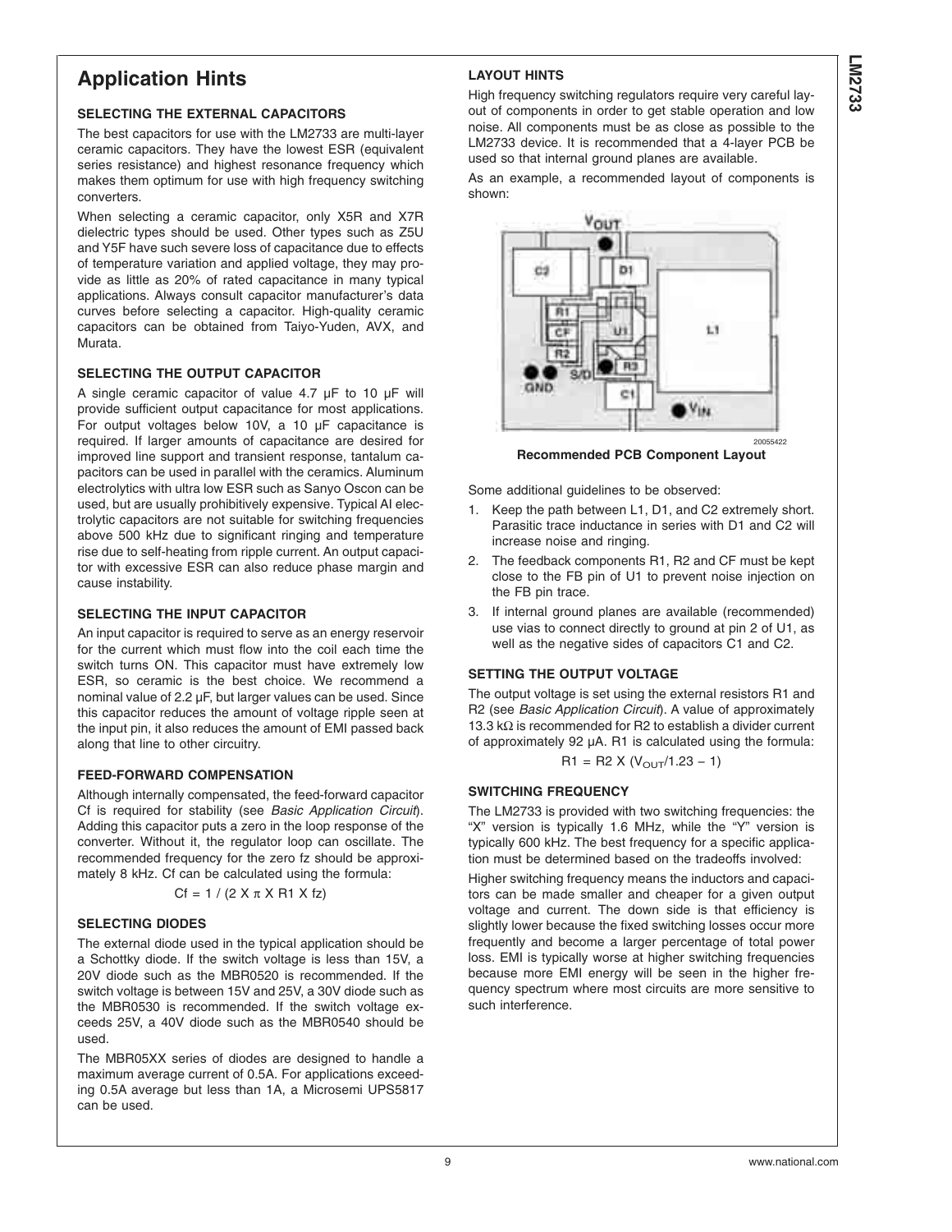## Application Hints

### SELECTING THE EXTERNAL CAPACITORS

The best capacitors for use with the LM2733 are multi-layer ceramic capacitors. They have the lowest ESR (equivalent series resistance) and highest resonance frequency which makes them optimum for use with high frequency switching converters.

When selecting a ceramic capacitor, only X5R and X7R dielectric types should be used. Other types such as Z5U and Y5F have such severe loss of capacitance due to effects of temperature variation and applied voltage, they may provide as little as 20% of rated capacitance in many typical applications. Always consult capacitor manufacturer's data curves before selecting a capacitor. High-quality ceramic capacitors can be obtained from Taiyo-Yuden, AVX, and Murata.

### SELECTING THE OUTPUT CAPACITOR

A single ceramic capacitor of value 4.7 µF to 10 µF will provide sufficient output capacitance for most applications. For output voltages below 10V, a 10 µF capacitance is required. If larger amounts of capacitance are desired for improved line support and transient response, tantalum capacitors can be used in parallel with the ceramics. Aluminum electrolytics with ultra low ESR such as Sanyo Oscon can be used, but are usually prohibitively expensive. Typical Al electrolytic capacitors are not suitable for switching frequencies above 500 kHz due to significant ringing and temperature rise due to self-heating from ripple current. An output capacitor with excessive ESR can also reduce phase margin and cause instability.

### SELECTING THE INPUT CAPACITOR

An input capacitor is required to serve as an energy reservoir for the current which must flow into the coil each time the switch turns ON. This capacitor must have extremely low ESR, so ceramic is the best choice. We recommend a nominal value of 2.2 µF, but larger values can be used. Since this capacitor reduces the amount of voltage ripple seen at the input pin, it also reduces the amount of EMI passed back along that line to other circuitry.

### FEED-FORWARD COMPENSATION

Although internally compensated, the feed-forward capacitor Cf is required for stability (see *Basic Application Circuit*). Adding this capacitor puts a zero in the loop response of the converter. Without it, the regulator loop can oscillate. The recommended frequency for the zero fz should be approximately 8 kHz. Cf can be calculated using the formula:

$$Cf = 1 / (2 \times \pi \times R1 \times fz)$$

### SELECTING DIODES

The external diode used in the typical application should be a Schottky diode. If the switch voltage is less than 15V, a 20V diode such as the MBR0520 is recommended. If the switch voltage is between 15V and 25V, a 30V diode such as the MBR0530 is recommended. If the switch voltage exceeds 25V, a 40V diode such as the MBR0540 should be used.

The MBR05XX series of diodes are designed to handle a maximum average current of 0.5A. For applications exceeding 0.5A average but less than 1A, a Microsemi UPS5817 can be used.

### LAYOUT HINTS

High frequency switching regulators require very careful layout of components in order to get stable operation and low noise. All components must be as close as possible to the LM2733 device. It is recommended that a 4-layer PCB be used so that internal ground planes are available.

As an example, a recommended layout of components is shown:

20055422

**Recommended PCB Component Layout**

Some additional guidelines to be observed:

1. Keep the path between L1, D1, and C2 extremely short. Parasitic trace inductance in series with D1 and C2 will increase noise and ringing.
2. The feedback components R1, R2 and CF must be kept close to the FB pin of U1 to prevent noise injection on the FB pin trace.
3. If internal ground planes are available (recommended) use vias to connect directly to ground at pin 2 of U1, as well as the negative sides of capacitors C1 and C2.

### SETTING THE OUTPUT VOLTAGE

The output voltage is set using the external resistors R1 and R2 (see *Basic Application Circuit*). A value of approximately 13.3 kΩ is recommended for R2 to establish a divider current of approximately 92 µA. R1 is calculated using the formula:

$$R1 = R2 \times (V_{OUT}/1.23 - 1)$$

### SWITCHING FREQUENCY

The LM2733 is provided with two switching frequencies: the "X" version is typically 1.6 MHz, while the "Y" version is typically 600 kHz. The best frequency for a specific application must be determined based on the tradeoffs involved:

Higher switching frequency means the inductors and capacitors can be made smaller and cheaper for a given output voltage and current. The down side is that efficiency is slightly lower because the fixed switching losses occur more frequently and become a larger percentage of total power loss. EMI is typically worse at higher switching frequencies because more EMI energy will be seen in the higher frequency spectrum where most circuits are more sensitive to such interference.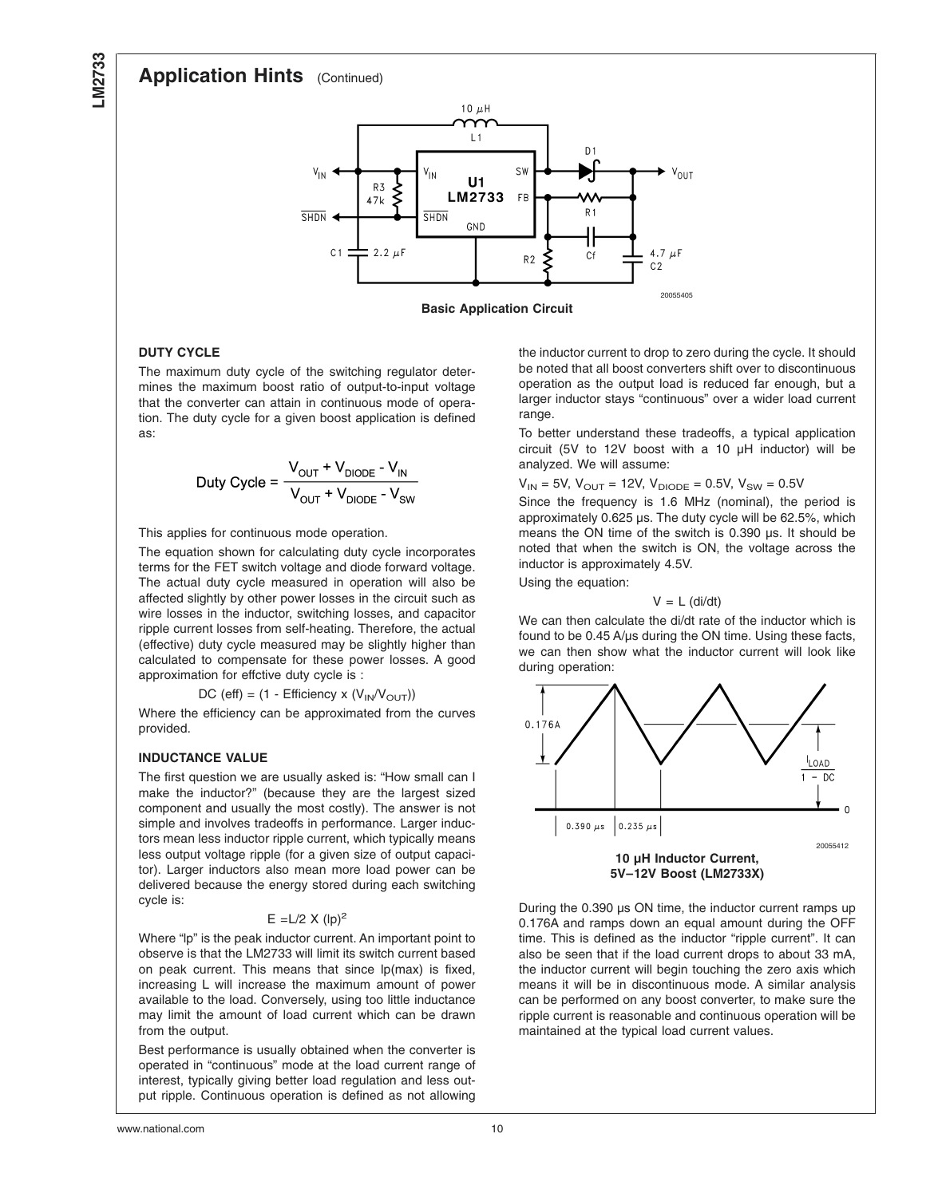## Application Hints (Continued)

**Basic Application Circuit**

### DUTY CYCLE

The maximum duty cycle of the switching regulator determines the maximum boost ratio of output-to-input voltage that the converter can attain in continuous mode of operation. The duty cycle for a given boost application is defined as:

$$\text{Duty Cycle} = \frac{V_{OUT} + V_{DIODE} - V_{IN}}{V_{OUT} + V_{DIODE} - V_{SW}}$$

This applies for continuous mode operation.

The equation shown for calculating duty cycle incorporates terms for the FET switch voltage and diode forward voltage. The actual duty cycle measured in operation will also be affected slightly by other power losses in the circuit such as wire losses in the inductor, switching losses, and capacitor ripple current losses from self-heating. Therefore, the actual (effective) duty cycle measured may be slightly higher than calculated to compensate for these power losses. A good approximation for effctive duty cycle is :

$$DC\ (eff) = (1 - \text{Efficiency} \times (V_{IN}/V_{OUT}))$$

Where the efficiency can be approximated from the curves provided.

### INDUCTANCE VALUE

The first question we are usually asked is: "How small can I make the inductor?" (because they are the largest sized component and usually the most costly). The answer is not simple and involves tradeoffs in performance. Larger inductors mean less inductor ripple current, which typically means less output voltage ripple (for a given size of output capacitor). Larger inductors also mean more load power can be delivered because the energy stored during each switching cycle is:

$$E = L/2 \times (lp)^2$$

Where "lp" is the peak inductor current. An important point to observe is that the LM2733 will limit its switch current based on peak current. This means that since lp(max) is fixed, increasing L will increase the maximum amount of power available to the load. Conversely, using too little inductance may limit the amount of load current which can be drawn from the output.

Best performance is usually obtained when the converter is operated in "continuous" mode at the load current range of interest, typically giving better load regulation and less output ripple. Continuous operation is defined as not allowing the inductor current to drop to zero during the cycle. It should be noted that all boost converters shift over to discontinuous operation as the output load is reduced far enough, but a larger inductor stays "continuous" over a wider load current range.

To better understand these tradeoffs, a typical application circuit (5V to 12V boost with a 10 µH inductor) will be analyzed. We will assume:

$V_{IN}$ = 5V, $V_{OUT}$ = 12V, $V_{DIODE}$ = 0.5V, $V_{SW}$ = 0.5V

Since the frequency is 1.6 MHz (nominal), the period is approximately 0.625 µs. The duty cycle will be 62.5%, which means the ON time of the switch is 0.390 µs. It should be noted that when the switch is ON, the voltage across the inductor is approximately 4.5V.

Using the equation:

$$V = L\ (di/dt)$$

We can then calculate the di/dt rate of the inductor which is found to be 0.45 A/µs during the ON time. Using these facts, we can then show what the inductor current will look like during operation:

**10 µH Inductor Current, 5V–12V Boost (LM2733X)**

During the 0.390 µs ON time, the inductor current ramps up 0.176A and ramps down an equal amount during the OFF time. This is defined as the inductor "ripple current". It can also be seen that if the load current drops to about 33 mA, the inductor current will begin touching the zero axis which means it will be in discontinuous mode. A similar analysis can be performed on any boost converter, to make sure the ripple current is reasonable and continuous operation will be maintained at the typical load current values.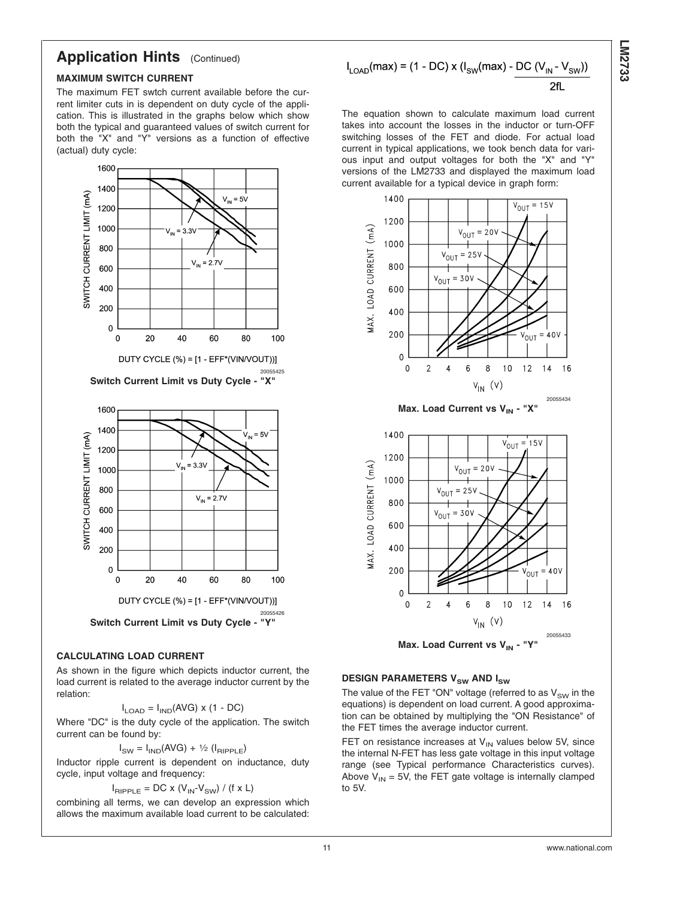## Application Hints (Continued)

### MAXIMUM SWITCH CURRENT

The maximum FET swtch current available before the current limiter cuts in is dependent on duty cycle of the application. This is illustrated in the graphs below which show both the typical and guaranteed values of switch current for both the "X" and "Y" versions as a function of effective (actual) duty cycle:

**Switch Current Limit vs Duty Cycle - "X"**

**Switch Current Limit vs Duty Cycle - "Y"**

### CALCULATING LOAD CURRENT

As shown in the figure which depicts inductor current, the load current is related to the average inductor current by the relation:

$$I_{LOAD} = I_{IND}(AVG) \times (1 - DC)$$

Where "DC" is the duty cycle of the application. The switch current can be found by:

$$I_{SW} = I_{IND}(AVG) + \frac{1}{2}(I_{RIPPLE})$$

Inductor ripple current is dependent on inductance, duty cycle, input voltage and frequency:

$$I_{RIPPLE} = DC \times (V_{IN} - V_{SW}) / (f \times L)$$

combining all terms, we can develop an expression which allows the maximum available load current to be calculated:

$$I_{LOAD}(max) = (1 - DC) \times \left(I_{SW}(max) - \frac{DC\,(V_{IN} - V_{SW})}{2fL}\right)$$

The equation shown to calculate maximum load current takes into account the losses in the inductor or turn-OFF switching losses of the FET and diode. For actual load current in typical applications, we took bench data for various input and output voltages for both the "X" and "Y" versions of the LM2733 and displayed the maximum load current available for a typical device in graph form:

**Max. Load Current vs $V_{IN}$ - "X"**

**Max. Load Current vs $V_{IN}$ - "Y"**

### DESIGN PARAMETERS $V_{SW}$ AND $I_{SW}$

The value of the FET "ON" voltage (referred to as $V_{SW}$ in the equations) is dependent on load current. A good approximation can be obtained by multiplying the "ON Resistance" of the FET times the average inductor current.

FET on resistance increases at $V_{IN}$ values below 5V, since the internal N-FET has less gate voltage in this input voltage range (see Typical performance Characteristics curves). Above $V_{IN}$ = 5V, the FET gate voltage is internally clamped to 5V.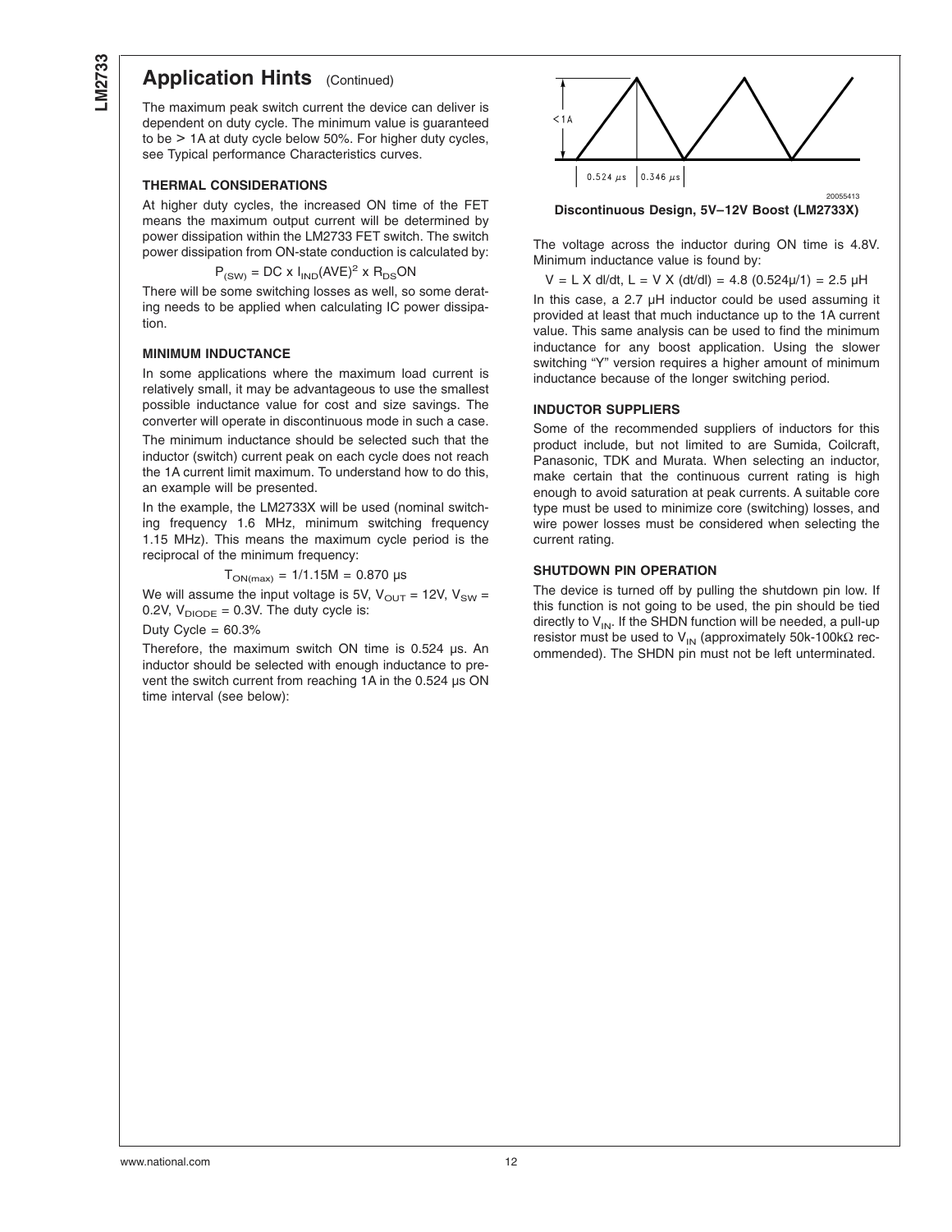## Application Hints (Continued)

The maximum peak switch current the device can deliver is dependent on duty cycle. The minimum value is guaranteed to be > 1A at duty cycle below 50%. For higher duty cycles, see Typical performance Characteristics curves.

### THERMAL CONSIDERATIONS

At higher duty cycles, the increased ON time of the FET means the maximum output current will be determined by power dissipation within the LM2733 FET switch. The switch power dissipation from ON-state conduction is calculated by:

$$P_{(SW)} = DC \times I_{IND}(AVE)^2 \times R_{DS}ON$$

There will be some switching losses as well, so some derating needs to be applied when calculating IC power dissipation.

### MINIMUM INDUCTANCE

In some applications where the maximum load current is relatively small, it may be advantageous to use the smallest possible inductance value for cost and size savings. The converter will operate in discontinuous mode in such a case.

The minimum inductance should be selected such that the inductor (switch) current peak on each cycle does not reach the 1A current limit maximum. To understand how to do this, an example will be presented.

In the example, the LM2733X will be used (nominal switching frequency 1.6 MHz, minimum switching frequency 1.15 MHz). This means the maximum cycle period is the reciprocal of the minimum frequency:

$$T_{ON(max)} = 1/1.15M = 0.870\ \mu s$$

We will assume the input voltage is 5V, $V_{OUT}$ = 12V, $V_{SW}$ = 0.2V, $V_{DIODE}$ = 0.3V. The duty cycle is:

Duty Cycle = 60.3%

Therefore, the maximum switch ON time is 0.524 µs. An inductor should be selected with enough inductance to prevent the switch current from reaching 1A in the 0.524 µs ON time interval (see below):

<1A

0.524 µs | 0.346 µs

20055413

**Discontinuous Design, 5V–12V Boost (LM2733X)**

The voltage across the inductor during ON time is 4.8V. Minimum inductance value is found by:

$$V = L \times dI/dt,\ L = V \times (dt/dI) = 4.8\ (0.524\mu/1) = 2.5\ \mu H$$

In this case, a 2.7 µH inductor could be used assuming it provided at least that much inductance up to the 1A current value. This same analysis can be used to find the minimum inductance for any boost application. Using the slower switching "Y" version requires a higher amount of minimum inductance because of the longer switching period.

### INDUCTOR SUPPLIERS

Some of the recommended suppliers of inductors for this product include, but not limited to are Sumida, Coilcraft, Panasonic, TDK and Murata. When selecting an inductor, make certain that the continuous current rating is high enough to avoid saturation at peak currents. A suitable core type must be used to minimize core (switching) losses, and wire power losses must be considered when selecting the current rating.

### SHUTDOWN PIN OPERATION

The device is turned off by pulling the shutdown pin low. If this function is not going to be used, the pin should be tied directly to $V_{IN}$. If the SHDN function will be needed, a pull-up resistor must be used to $V_{IN}$ (approximately 50k-100kΩ recommended). The SHDN pin must not be left unterminated.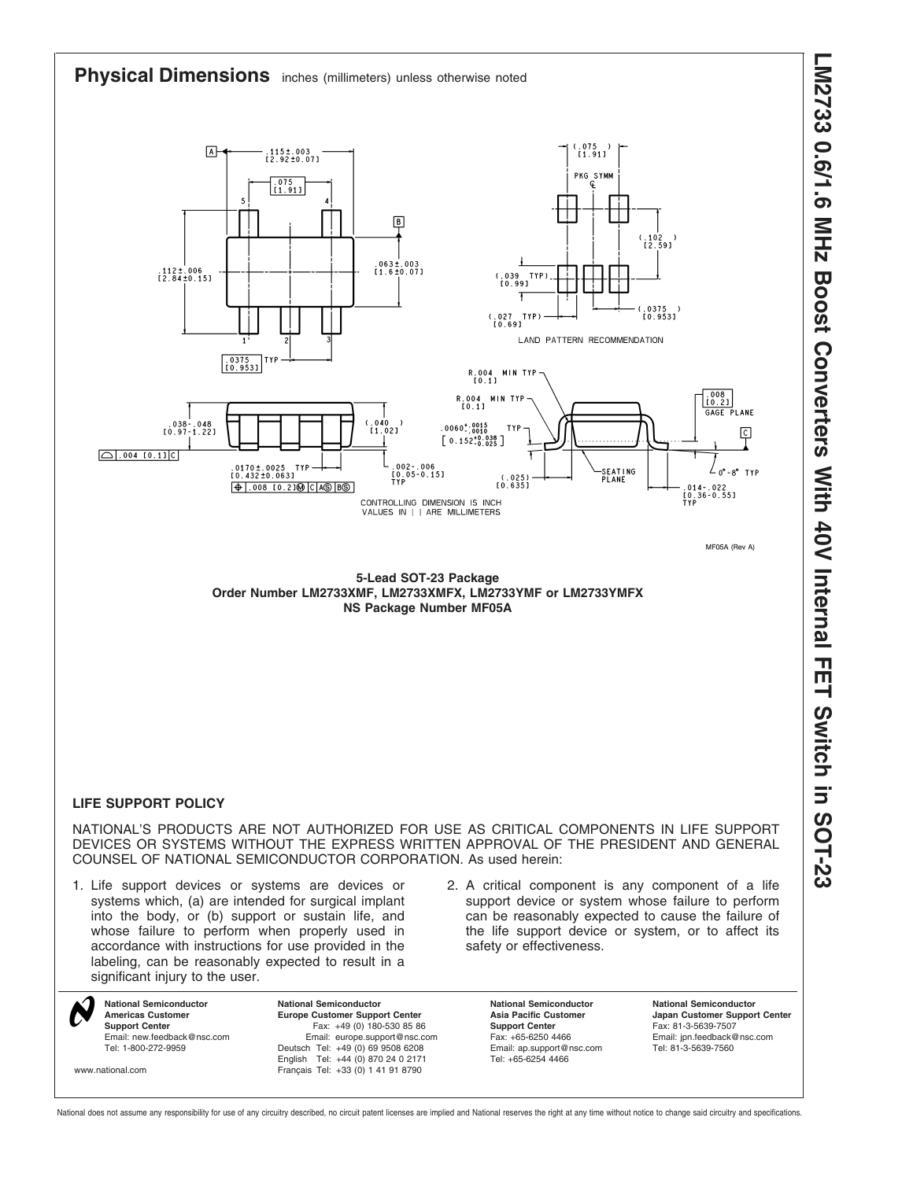## Physical Dimensions inches (millimeters) unless otherwise noted

.115±.003 [2.92±0.07]

.075 [1.91]

.112±.006 [2.84±0.15]

.063±.003 [1.6±0.07]

.0375 [0.953] TYP

(.075) [1.91]

PKG SYMM

(.102) [2.59]

(.039 TYP) [0.99]

(.027 TYP) [0.69]

(.0375) [0.953]

LAND PATTERN RECOMMENDATION

R.004 MIN TYP [0.1]

R.004 MIN TYP [0.1]

.008 [0.2] GAGE PLANE

.038-.048 [0.97-1.22]

(.040) [1.02]

$.0060^{+.0015}_{-.0010}$ TYP [$0.152^{+0.038}_{-0.025}$]

.004 [0.1] C

.0170±.0025 TYP [0.432±0.063]

.008 [0.2] M C A S B S

.002-.006 [0.05-0.15] TYP

(.025) [0.635]

SEATING PLANE

0°-8° TYP

.014-.022 [0.36-0.55] TYP

CONTROLLING DIMENSION IS INCH
VALUES IN [ ] ARE MILLIMETERS

MF05A (Rev A)

**5-Lead SOT-23 Package**
**Order Number LM2733XMF, LM2733XMFX, LM2733YMF or LM2733YMFX**
**NS Package Number MF05A**

### LIFE SUPPORT POLICY

NATIONAL'S PRODUCTS ARE NOT AUTHORIZED FOR USE AS CRITICAL COMPONENTS IN LIFE SUPPORT DEVICES OR SYSTEMS WITHOUT THE EXPRESS WRITTEN APPROVAL OF THE PRESIDENT AND GENERAL COUNSEL OF NATIONAL SEMICONDUCTOR CORPORATION. As used herein:

1. Life support devices or systems are devices or systems which, (a) are intended for surgical implant into the body, or (b) support or sustain life, and whose failure to perform when properly used in accordance with instructions for use provided in the labeling, can be reasonably expected to result in a significant injury to the user.
2. A critical component is any component of a life support device or system whose failure to perform can be reasonably expected to cause the failure of the life support device or system, or to affect its safety or effectiveness.

**National Semiconductor Americas Customer Support Center**
Email: new.feedback@nsc.com
Tel: 1-800-272-9959

www.national.com

**National Semiconductor Europe Customer Support Center**
Fax: +49 (0) 180-530 85 86
Email: europe.support@nsc.com
Deutsch Tel: +49 (0) 69 9508 6208
English Tel: +44 (0) 870 24 0 2171
Français Tel: +33 (0) 1 41 91 8790

**National Semiconductor Asia Pacific Customer Support Center**
Fax: +65-6250 4466
Email: ap.support@nsc.com
Tel: +65-6254 4466

**National Semiconductor Japan Customer Support Center**
Fax: 81-3-5639-7507
Email: jpn.feedback@nsc.com
Tel: 81-3-5639-7560

National does not assume any responsibility for use of any circuitry described, no circuit patent licenses are implied and National reserves the right at any time without notice to change said circuitry and specifications.